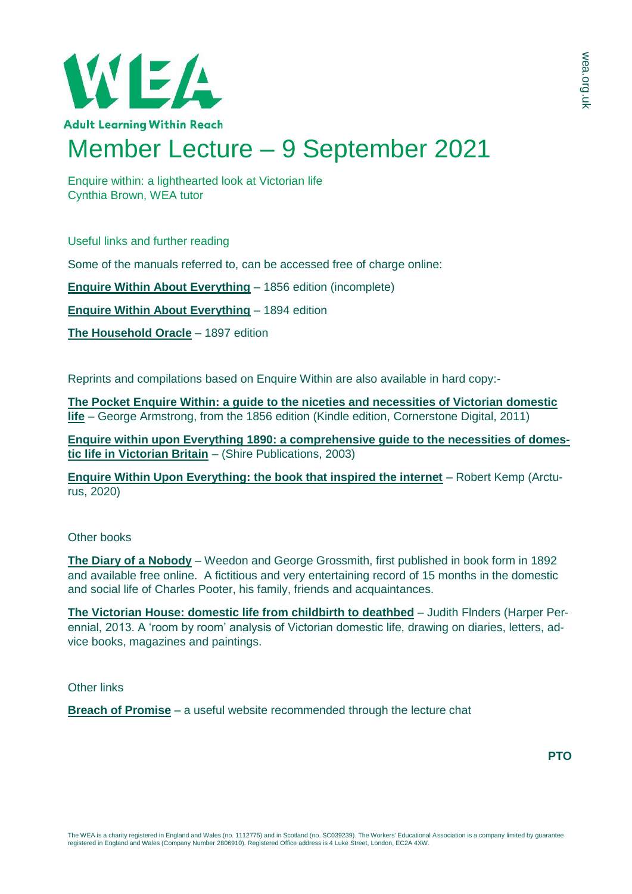WEA

Adult Learning Within Reach

# Member Lecture – 9 September 2021

Enquire within: a lighthearted look at Victorian life
Cynthia Brown, WEA tutor

## Useful links and further reading

Some of the manuals referred to, can be accessed free of charge online:

**Enquire Within About Everything** – 1856 edition (incomplete)

**Enquire Within About Everything** – 1894 edition

**The Household Oracle** – 1897 edition

Reprints and compilations based on Enquire Within are also available in hard copy:-

**The Pocket Enquire Within: a guide to the niceties and necessities of Victorian domestic life** – George Armstrong, from the 1856 edition (Kindle edition, Cornerstone Digital, 2011)

**Enquire within upon Everything 1890: a comprehensive guide to the necessities of domestic life in Victorian Britain** – (Shire Publications, 2003)

**Enquire Within Upon Everything: the book that inspired the internet** – Robert Kemp (Arcturus, 2020)

## Other books

**The Diary of a Nobody** – Weedon and George Grossmith, first published in book form in 1892 and available free online. A fictitious and very entertaining record of 15 months in the domestic and social life of Charles Pooter, his family, friends and acquaintances.

**The Victorian House: domestic life from childbirth to deathbed** – Judith Flnders (Harper Perennial, 2013. A 'room by room' analysis of Victorian domestic life, drawing on diaries, letters, advice books, magazines and paintings.

## Other links

**Breach of Promise** – a useful website recommended through the lecture chat

**PTO**

The WEA is a charity registered in England and Wales (no. 1112775) and in Scotland (no. SC039239). The Workers' Educational Association is a company limited by guarantee registered in England and Wales (Company Number 2806910). Registered Office address is 4 Luke Street, London, EC2A 4XW.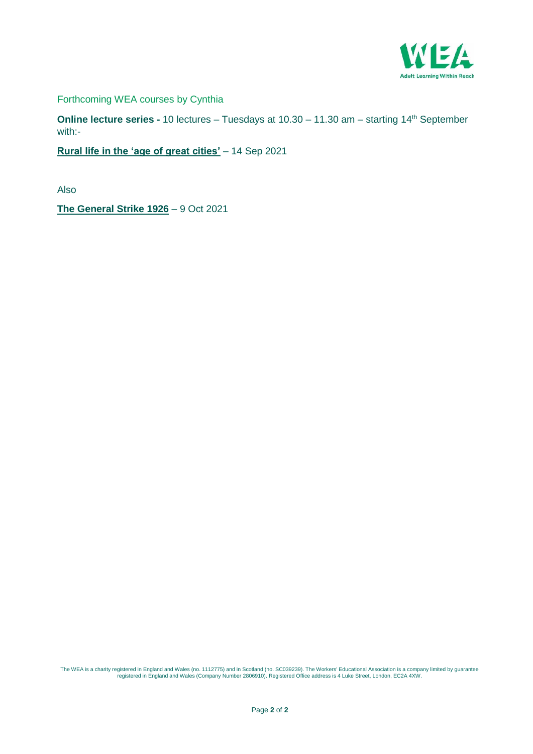Forthcoming WEA courses by Cynthia

**Online lecture series -** 10 lectures – Tuesdays at 10.30 – 11.30 am – starting 14th September with:-

**Rural life in the 'age of great cities'** – 14 Sep 2021

Also

**The General Strike 1926** – 9 Oct 2021

The WEA is a charity registered in England and Wales (no. 1112775) and in Scotland (no. SC039239). The Workers' Educational Association is a company limited by guarantee registered in England and Wales (Company Number 2806910). Registered Office address is 4 Luke Street, London, EC2A 4XW.